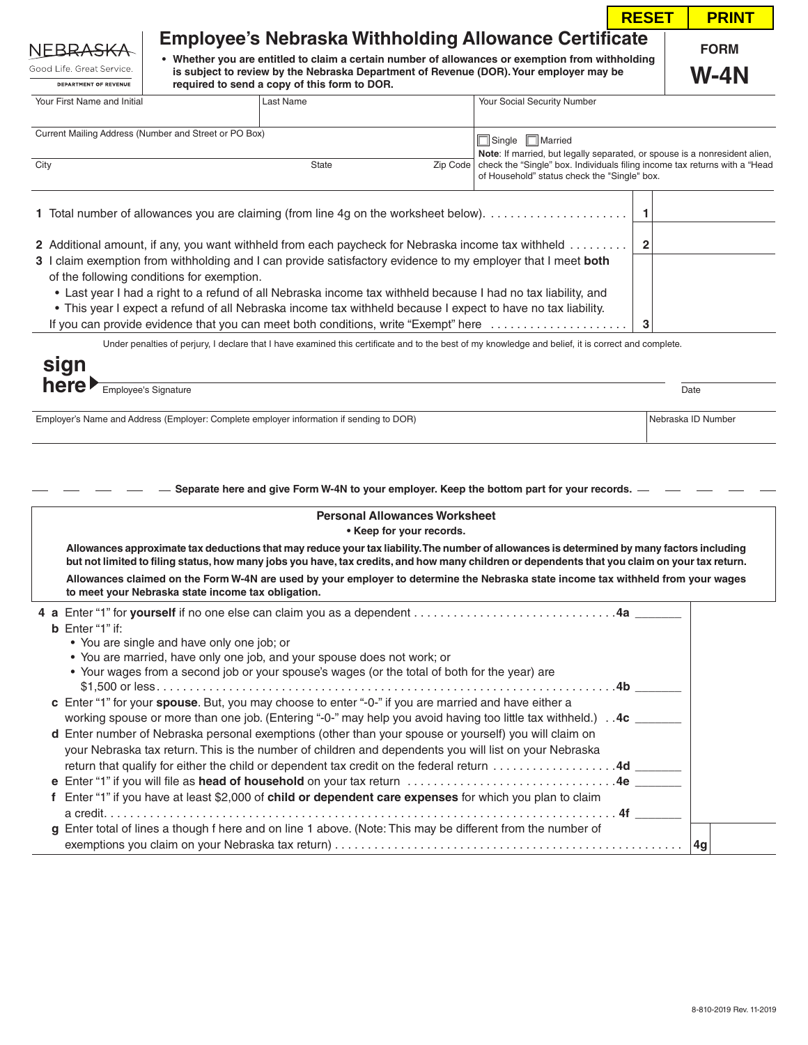RESET PRINT

NEBRASKA
Good Life. Great Service.
DEPARTMENT OF REVENUE

# Employee's Nebraska Withholding Allowance Certificate

**FORM W-4N**

- **Whether you are entitled to claim a certain number of allowances or exemption from withholding is subject to review by the Nebraska Department of Revenue (DOR). Your employer may be required to send a copy of this form to DOR.**

| Your First Name and Initial | Last Name | Your Social Security Number |
|---|---|---|
| Current Mailing Address (Number and Street or PO Box) | | ☐ Single ☐ Married **Note**: If married, but legally separated, or spouse is a nonresident alien, check the "Single" box. Individuals filing income tax returns with a "Head of Household" status check the "Single" box. |
| City | State / Zip Code | |

**1** Total number of allowances you are claiming (from line 4g on the worksheet below). . . . . . . . . . . . . . . . . . . . . . **1** ______

**2** Additional amount, if any, you want withheld from each paycheck for Nebraska income tax withheld . . . . . . . . . **2** ______

**3** I claim exemption from withholding and I can provide satisfactory evidence to my employer that I meet **both** of the following conditions for exemption.

- Last year I had a right to a refund of all Nebraska income tax withheld because I had no tax liability, and
- This year I expect a refund of all Nebraska income tax withheld because I expect to have no tax liability.

If you can provide evidence that you can meet both conditions, write "Exempt" here . . . . . . . . . . . . . . . . . . . . . **3** ______

Under penalties of perjury, I declare that I have examined this certificate and to the best of my knowledge and belief, it is correct and complete.

**sign here** ▶ Employee's Signature ______________________ Date ______

| Employer's Name and Address (Employer: Complete employer information if sending to DOR) | Nebraska ID Number |
|---|---|
| | |

— — — **Separate here and give Form W-4N to your employer. Keep the bottom part for your records.** — — —

## Personal Allowances Worksheet

**• Keep for your records.**

**Allowances approximate tax deductions that may reduce your tax liability. The number of allowances is determined by many factors including but not limited to filing status, how many jobs you have, tax credits, and how many children or dependents that you claim on your tax return.**

**Allowances claimed on the Form W-4N are used by your employer to determine the Nebraska state income tax withheld from your wages to meet your Nebraska state income tax obligation.**

**4 a** Enter "1" for **yourself** if no one else can claim you as a dependent . . . . . . . . . . . . . . . . . . . . . . . . . . . . . . **4a** _______

**b** Enter "1" if:
- You are single and have only one job; or
- You are married, have only one job, and your spouse does not work; or
- Your wages from a second job or your spouse's wages (or the total of both for the year) are $1,500 or less. . . . . . . . . . . . . . . . . . . . . . . . . . . . . . . . . . . . . . . . . . . . . . . . . . . . . . . . . . . . . . . . . . **4b** _______

**c** Enter "1" for your **spouse**. But, you may choose to enter "-0-" if you are married and have either a working spouse or more than one job. (Entering "-0-" may help you avoid having too little tax withheld.) . . **4c** _______

**d** Enter number of Nebraska personal exemptions (other than your spouse or yourself) you will claim on your Nebraska tax return. This is the number of children and dependents you will list on your Nebraska return that qualify for either the child or dependent tax credit on the federal return . . . . . . . . . . . . . . . . . . . **4d** _______

**e** Enter "1" if you will file as **head of household** on your tax return . . . . . . . . . . . . . . . . . . . . . . . . . . . . . . . . **4e** _______

**f** Enter "1" if you have at least $2,000 of **child or dependent care expenses** for which you plan to claim a credit. . . . . . . . . . . . . . . . . . . . . . . . . . . . . . . . . . . . . . . . . . . . . . . . . . . . . . . . . . . . . . . . . . . . . . . . . . . . **4f** _______

**g** Enter total of lines a though f here and on line 1 above. (Note: This may be different from the number of exemptions you claim on your Nebraska tax return) . . . . . . . . . . . . . . . . . . . . . . . . . . . . . . . . . . . . . . . . . . . . . . . . . . . . **4g** _______

8-810-2019 Rev. 11-2019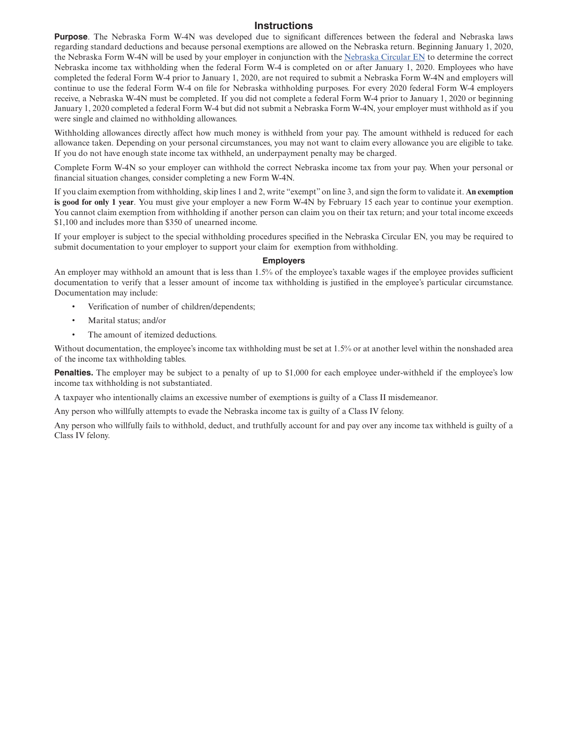# Instructions

**Purpose**. The Nebraska Form W-4N was developed due to significant differences between the federal and Nebraska laws regarding standard deductions and because personal exemptions are allowed on the Nebraska return. Beginning January 1, 2020, the Nebraska Form W-4N will be used by your employer in conjunction with the Nebraska Circular EN to determine the correct Nebraska income tax withholding when the federal Form W-4 is completed on or after January 1, 2020. Employees who have completed the federal Form W-4 prior to January 1, 2020, are not required to submit a Nebraska Form W-4N and employers will continue to use the federal Form W-4 on file for Nebraska withholding purposes. For every 2020 federal Form W-4 employers receive, a Nebraska W-4N must be completed. If you did not complete a federal Form W-4 prior to January 1, 2020 or beginning January 1, 2020 completed a federal Form W-4 but did not submit a Nebraska Form W-4N, your employer must withhold as if you were single and claimed no withholding allowances.

Withholding allowances directly affect how much money is withheld from your pay. The amount withheld is reduced for each allowance taken. Depending on your personal circumstances, you may not want to claim every allowance you are eligible to take. If you do not have enough state income tax withheld, an underpayment penalty may be charged.

Complete Form W-4N so your employer can withhold the correct Nebraska income tax from your pay. When your personal or financial situation changes, consider completing a new Form W-4N.

If you claim exemption from withholding, skip lines 1 and 2, write "exempt" on line 3, and sign the form to validate it. **An exemption is good for only 1 year**. You must give your employer a new Form W-4N by February 15 each year to continue your exemption. You cannot claim exemption from withholding if another person can claim you on their tax return; and your total income exceeds $1,100 and includes more than $350 of unearned income.

If your employer is subject to the special withholding procedures specified in the Nebraska Circular EN, you may be required to submit documentation to your employer to support your claim for exemption from withholding.

## Employers

An employer may withhold an amount that is less than 1.5% of the employee's taxable wages if the employee provides sufficient documentation to verify that a lesser amount of income tax withholding is justified in the employee's particular circumstance. Documentation may include:

- Verification of number of children/dependents;
- Marital status; and/or
- The amount of itemized deductions.

Without documentation, the employee's income tax withholding must be set at 1.5% or at another level within the nonshaded area of the income tax withholding tables.

**Penalties.** The employer may be subject to a penalty of up to $1,000 for each employee under-withheld if the employee's low income tax withholding is not substantiated.

A taxpayer who intentionally claims an excessive number of exemptions is guilty of a Class II misdemeanor.

Any person who willfully attempts to evade the Nebraska income tax is guilty of a Class IV felony.

Any person who willfully fails to withhold, deduct, and truthfully account for and pay over any income tax withheld is guilty of a Class IV felony.